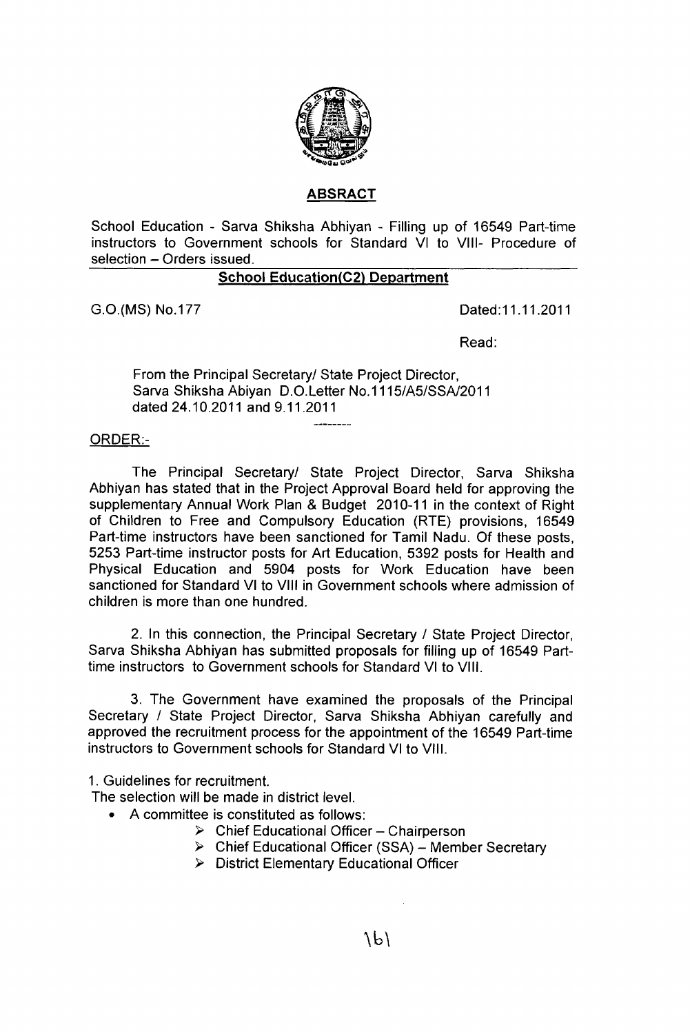## ABSRACT

School Education - Sarva Shiksha Abhiyan - Filling up of 16549 Part-time instructors to Government schools for Standard VI to VIII- Procedure of selection – Orders issued.

### School Education(C2) Department

G.O.(MS) No.177 Dated:11.11.2011

Read:

From the Principal Secretary/ State Project Director, Sarva Shiksha Abiyan D.O.Letter No.1115/A5/SSA/2011 dated 24.10.2011 and 9.11.2011

---

ORDER:-

The Principal Secretary/ State Project Director, Sarva Shiksha Abhiyan has stated that in the Project Approval Board held for approving the supplementary Annual Work Plan & Budget 2010-11 in the context of Right of Children to Free and Compulsory Education (RTE) provisions, 16549 Part-time instructors have been sanctioned for Tamil Nadu. Of these posts, 5253 Part-time instructor posts for Art Education, 5392 posts for Health and Physical Education and 5904 posts for Work Education have been sanctioned for Standard VI to VIII in Government schools where admission of children is more than one hundred.

2. In this connection, the Principal Secretary / State Project Director, Sarva Shiksha Abhiyan has submitted proposals for filling up of 16549 Part-time instructors to Government schools for Standard VI to VIII.

3. The Government have examined the proposals of the Principal Secretary / State Project Director, Sarva Shiksha Abhiyan carefully and approved the recruitment process for the appointment of the 16549 Part-time instructors to Government schools for Standard VI to VIII.

1. Guidelines for recruitment.

The selection will be made in district level.

- A committee is constituted as follows:
  - Chief Educational Officer – Chairperson
  - Chief Educational Officer (SSA) – Member Secretary
  - District Elementary Educational Officer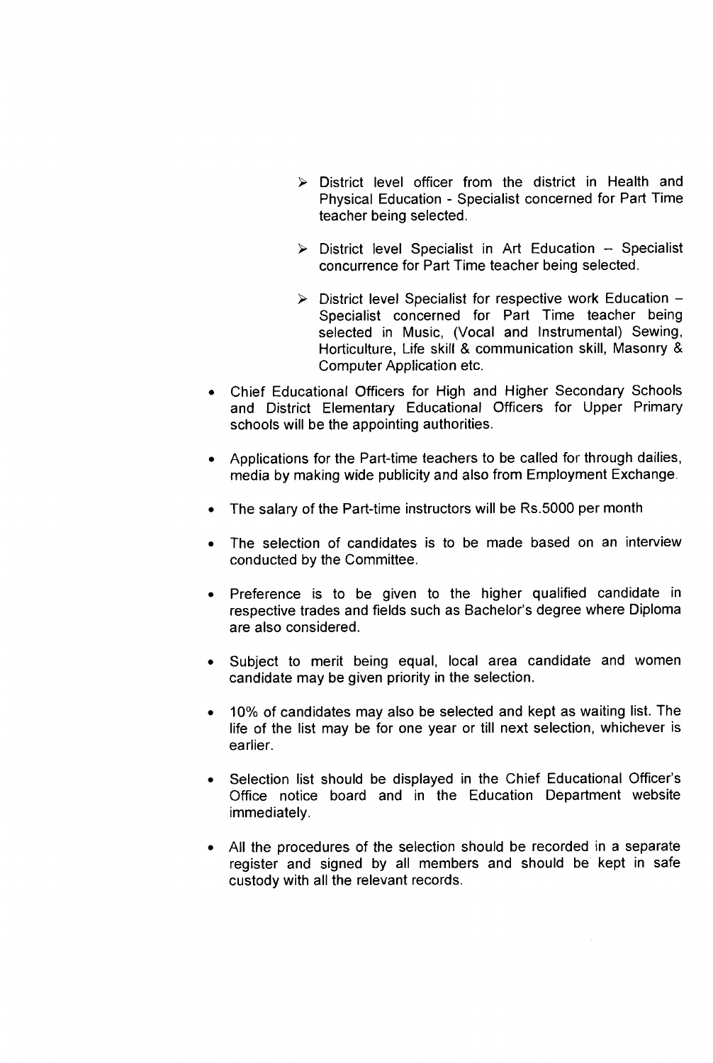- District level officer from the district in Health and Physical Education - Specialist concerned for Part Time teacher being selected.

- District level Specialist in Art Education – Specialist concurrence for Part Time teacher being selected.

- District level Specialist for respective work Education – Specialist concerned for Part Time teacher being selected in Music, (Vocal and Instrumental) Sewing, Horticulture, Life skill & communication skill, Masonry & Computer Application etc.

- Chief Educational Officers for High and Higher Secondary Schools and District Elementary Educational Officers for Upper Primary schools will be the appointing authorities.

- Applications for the Part-time teachers to be called for through dailies, media by making wide publicity and also from Employment Exchange.

- The salary of the Part-time instructors will be Rs.5000 per month

- The selection of candidates is to be made based on an interview conducted by the Committee.

- Preference is to be given to the higher qualified candidate in respective trades and fields such as Bachelor's degree where Diploma are also considered.

- Subject to merit being equal, local area candidate and women candidate may be given priority in the selection.

- 10% of candidates may also be selected and kept as waiting list. The life of the list may be for one year or till next selection, whichever is earlier.

- Selection list should be displayed in the Chief Educational Officer's Office notice board and in the Education Department website immediately.

- All the procedures of the selection should be recorded in a separate register and signed by all members and should be kept in safe custody with all the relevant records.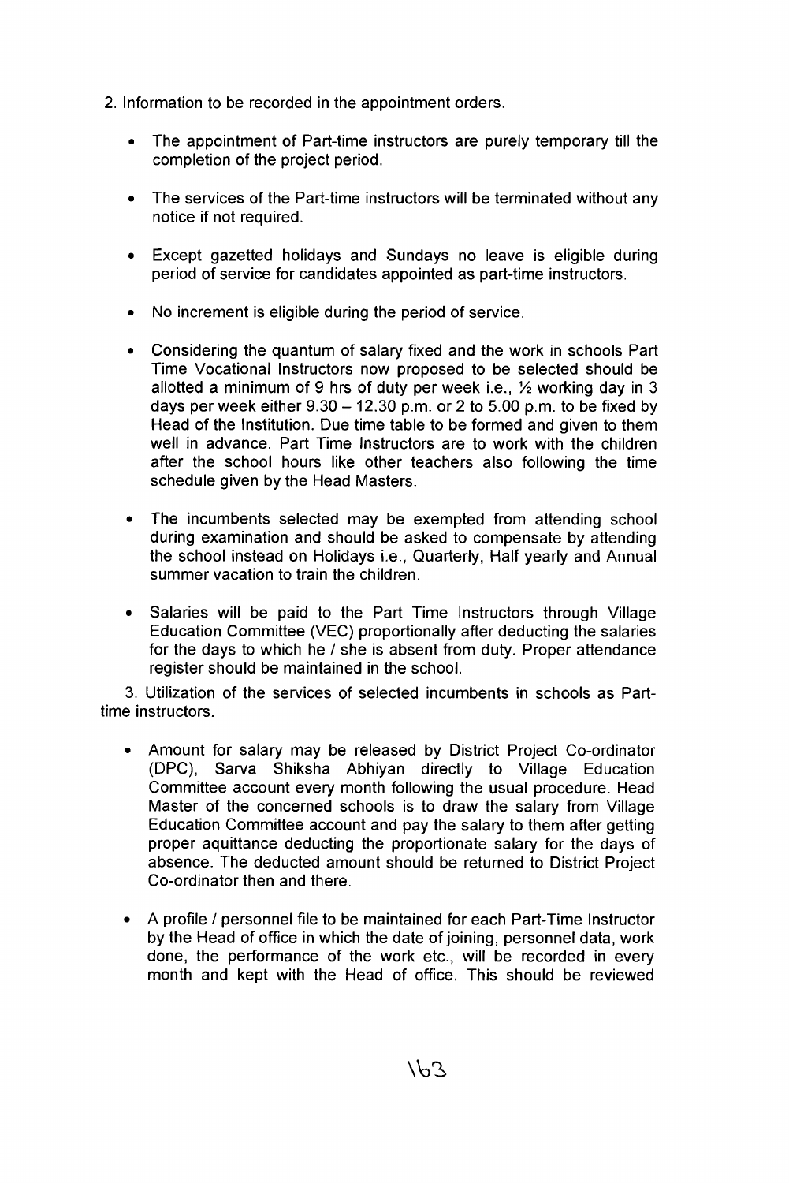2. Information to be recorded in the appointment orders.

- The appointment of Part-time instructors are purely temporary till the completion of the project period.

- The services of the Part-time instructors will be terminated without any notice if not required.

- Except gazetted holidays and Sundays no leave is eligible during period of service for candidates appointed as part-time instructors.

- No increment is eligible during the period of service.

- Considering the quantum of salary fixed and the work in schools Part Time Vocational Instructors now proposed to be selected should be allotted a minimum of 9 hrs of duty per week i.e., ½ working day in 3 days per week either 9.30 – 12.30 p.m. or 2 to 5.00 p.m. to be fixed by Head of the Institution. Due time table to be formed and given to them well in advance. Part Time Instructors are to work with the children after the school hours like other teachers also following the time schedule given by the Head Masters.

- The incumbents selected may be exempted from attending school during examination and should be asked to compensate by attending the school instead on Holidays i.e., Quarterly, Half yearly and Annual summer vacation to train the children.

- Salaries will be paid to the Part Time Instructors through Village Education Committee (VEC) proportionally after deducting the salaries for the days to which he / she is absent from duty. Proper attendance register should be maintained in the school.

3. Utilization of the services of selected incumbents in schools as Part-time instructors.

- Amount for salary may be released by District Project Co-ordinator (DPC), Sarva Shiksha Abhiyan directly to Village Education Committee account every month following the usual procedure. Head Master of the concerned schools is to draw the salary from Village Education Committee account and pay the salary to them after getting proper aquittance deducting the proportionate salary for the days of absence. The deducted amount should be returned to District Project Co-ordinator then and there.

- A profile / personnel file to be maintained for each Part-Time Instructor by the Head of office in which the date of joining, personnel data, work done, the performance of the work etc., will be recorded in every month and kept with the Head of office. This should be reviewed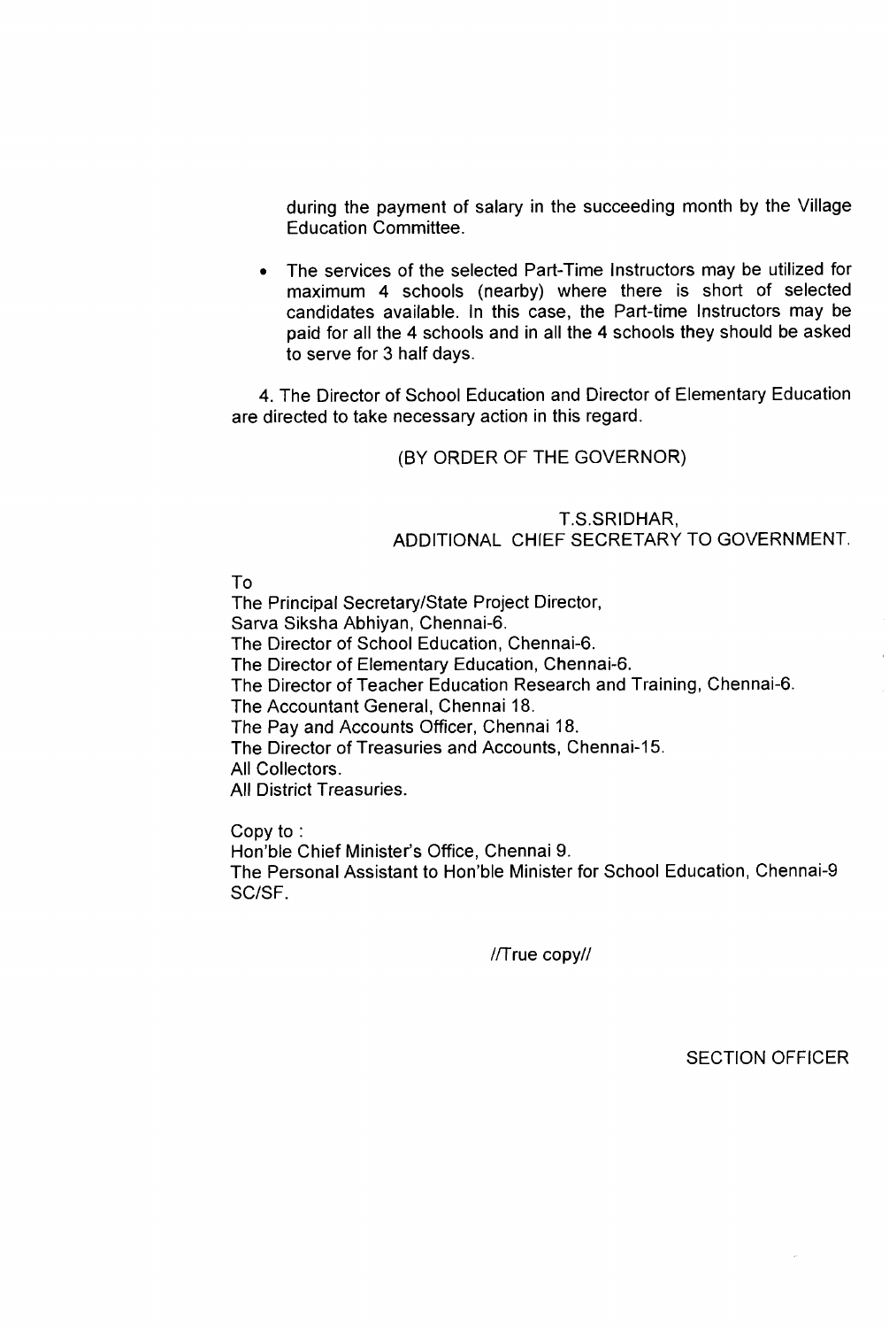during the payment of salary in the succeeding month by the Village Education Committee.

- The services of the selected Part-Time Instructors may be utilized for maximum 4 schools (nearby) where there is short of selected candidates available. In this case, the Part-time Instructors may be paid for all the 4 schools and in all the 4 schools they should be asked to serve for 3 half days.

4. The Director of School Education and Director of Elementary Education are directed to take necessary action in this regard.

(BY ORDER OF THE GOVERNOR)

T.S.SRIDHAR,
ADDITIONAL CHIEF SECRETARY TO GOVERNMENT.

To
The Principal Secretary/State Project Director,
Sarva Siksha Abhiyan, Chennai-6.
The Director of School Education, Chennai-6.
The Director of Elementary Education, Chennai-6.
The Director of Teacher Education Research and Training, Chennai-6.
The Accountant General, Chennai 18.
The Pay and Accounts Officer, Chennai 18.
The Director of Treasuries and Accounts, Chennai-15.
All Collectors.
All District Treasuries.

Copy to :
Hon'ble Chief Minister's Office, Chennai 9.
The Personal Assistant to Hon'ble Minister for School Education, Chennai-9
SC/SF.

//True copy//

SECTION OFFICER